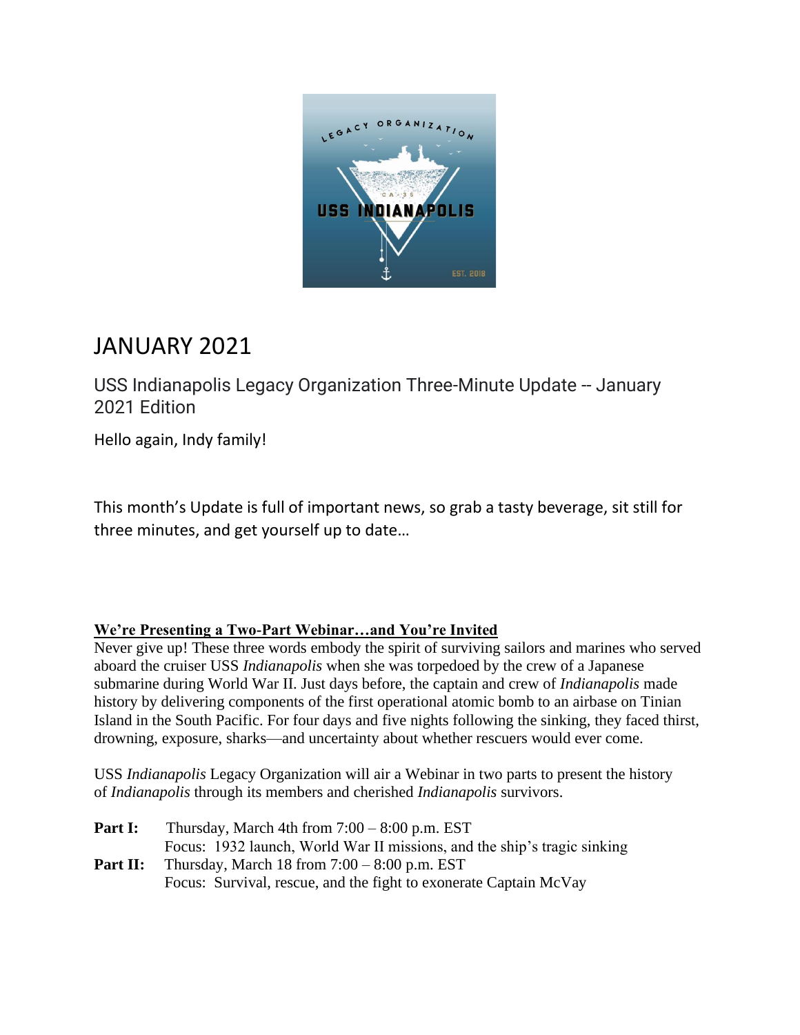# JANUARY 2021

## USS Indianapolis Legacy Organization Three-Minute Update -- January 2021 Edition

Hello again, Indy family!

This month's Update is full of important news, so grab a tasty beverage, sit still for three minutes, and get yourself up to date…

### We're Presenting a Two-Part Webinar…and You're Invited

Never give up! These three words embody the spirit of surviving sailors and marines who served aboard the cruiser USS *Indianapolis* when she was torpedoed by the crew of a Japanese submarine during World War II. Just days before, the captain and crew of *Indianapolis* made history by delivering components of the first operational atomic bomb to an airbase on Tinian Island in the South Pacific. For four days and five nights following the sinking, they faced thirst, drowning, exposure, sharks—and uncertainty about whether rescuers would ever come.

USS *Indianapolis* Legacy Organization will air a Webinar in two parts to present the history of *Indianapolis* through its members and cherished *Indianapolis* survivors.

**Part I:** Thursday, March 4th from 7:00 – 8:00 p.m. EST
Focus: 1932 launch, World War II missions, and the ship's tragic sinking

**Part II:** Thursday, March 18 from 7:00 – 8:00 p.m. EST
Focus: Survival, rescue, and the fight to exonerate Captain McVay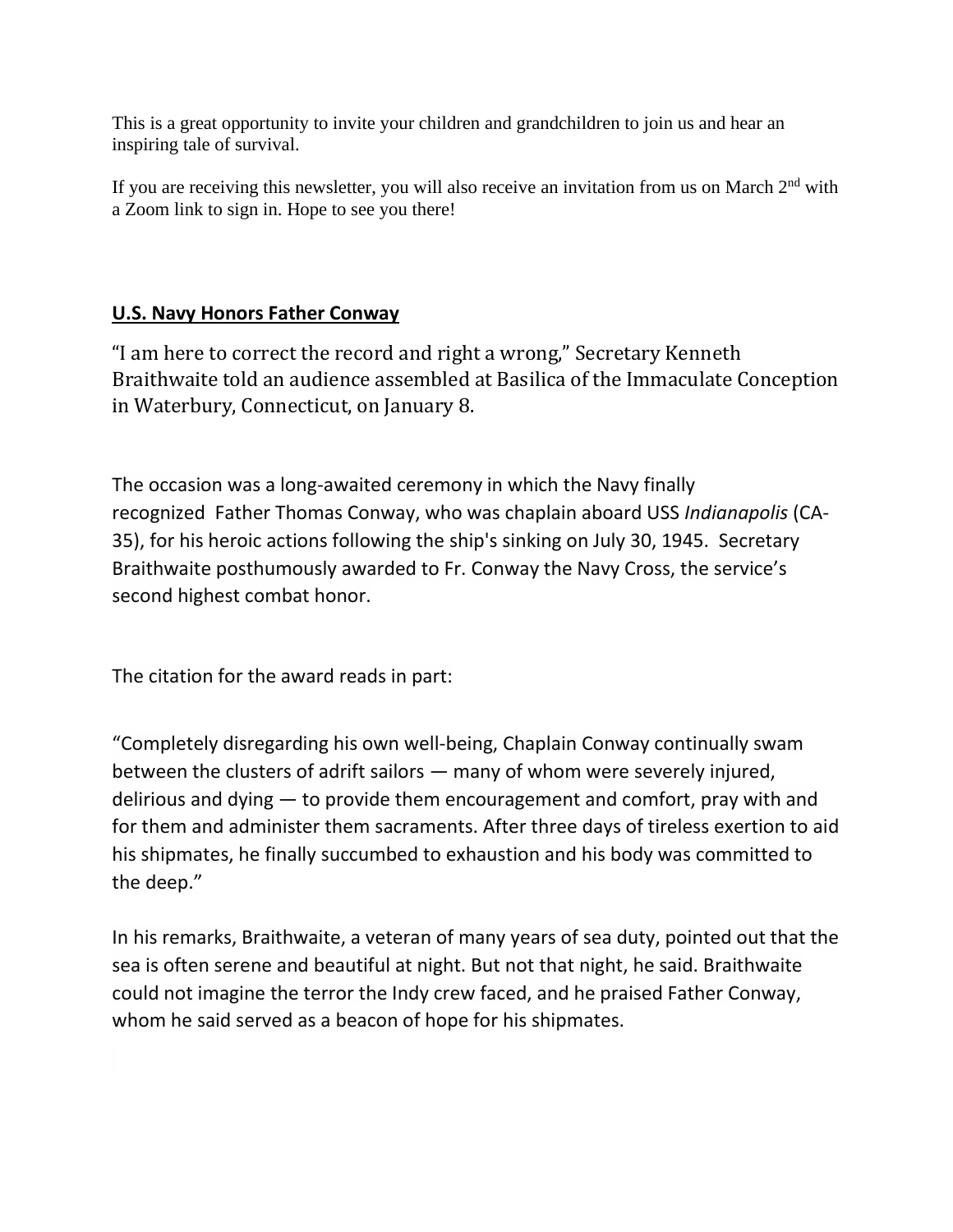This is a great opportunity to invite your children and grandchildren to join us and hear an inspiring tale of survival.

If you are receiving this newsletter, you will also receive an invitation from us on March 2nd with a Zoom link to sign in. Hope to see you there!

## U.S. Navy Honors Father Conway

"I am here to correct the record and right a wrong," Secretary Kenneth Braithwaite told an audience assembled at Basilica of the Immaculate Conception in Waterbury, Connecticut, on January 8.

The occasion was a long-awaited ceremony in which the Navy finally recognized Father Thomas Conway, who was chaplain aboard USS *Indianapolis* (CA-35), for his heroic actions following the ship's sinking on July 30, 1945. Secretary Braithwaite posthumously awarded to Fr. Conway the Navy Cross, the service's second highest combat honor.

The citation for the award reads in part:

"Completely disregarding his own well-being, Chaplain Conway continually swam between the clusters of adrift sailors — many of whom were severely injured, delirious and dying — to provide them encouragement and comfort, pray with and for them and administer them sacraments. After three days of tireless exertion to aid his shipmates, he finally succumbed to exhaustion and his body was committed to the deep."

In his remarks, Braithwaite, a veteran of many years of sea duty, pointed out that the sea is often serene and beautiful at night. But not that night, he said. Braithwaite could not imagine the terror the Indy crew faced, and he praised Father Conway, whom he said served as a beacon of hope for his shipmates.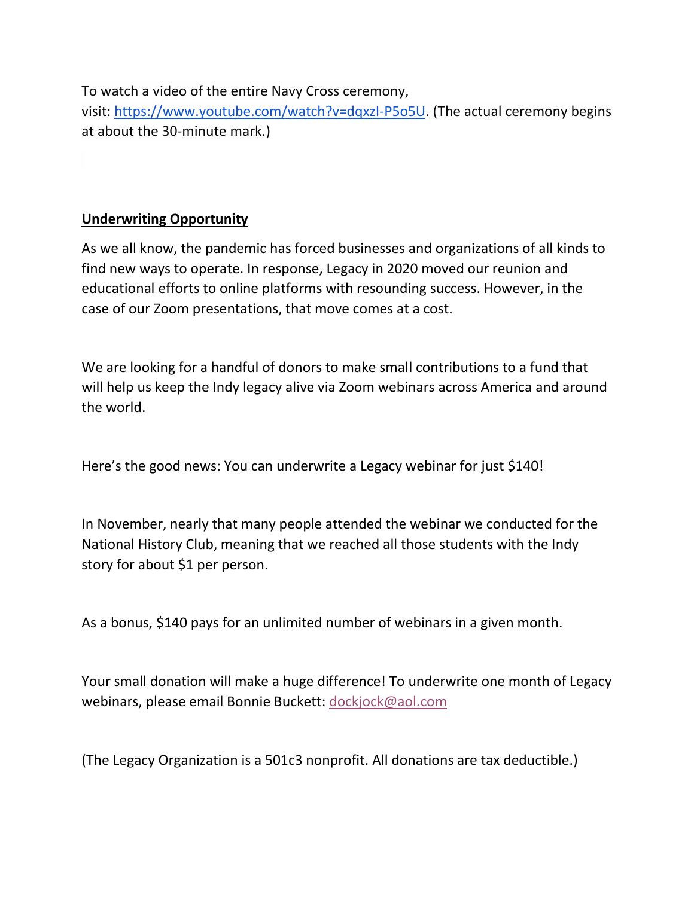To watch a video of the entire Navy Cross ceremony, visit: https://www.youtube.com/watch?v=dqxzI-P5o5U. (The actual ceremony begins at about the 30-minute mark.)

**Underwriting Opportunity**

As we all know, the pandemic has forced businesses and organizations of all kinds to find new ways to operate. In response, Legacy in 2020 moved our reunion and educational efforts to online platforms with resounding success. However, in the case of our Zoom presentations, that move comes at a cost.

We are looking for a handful of donors to make small contributions to a fund that will help us keep the Indy legacy alive via Zoom webinars across America and around the world.

Here's the good news: You can underwrite a Legacy webinar for just $140!

In November, nearly that many people attended the webinar we conducted for the National History Club, meaning that we reached all those students with the Indy story for about $1 per person.

As a bonus, $140 pays for an unlimited number of webinars in a given month.

Your small donation will make a huge difference! To underwrite one month of Legacy webinars, please email Bonnie Buckett: dockjock@aol.com

(The Legacy Organization is a 501c3 nonprofit. All donations are tax deductible.)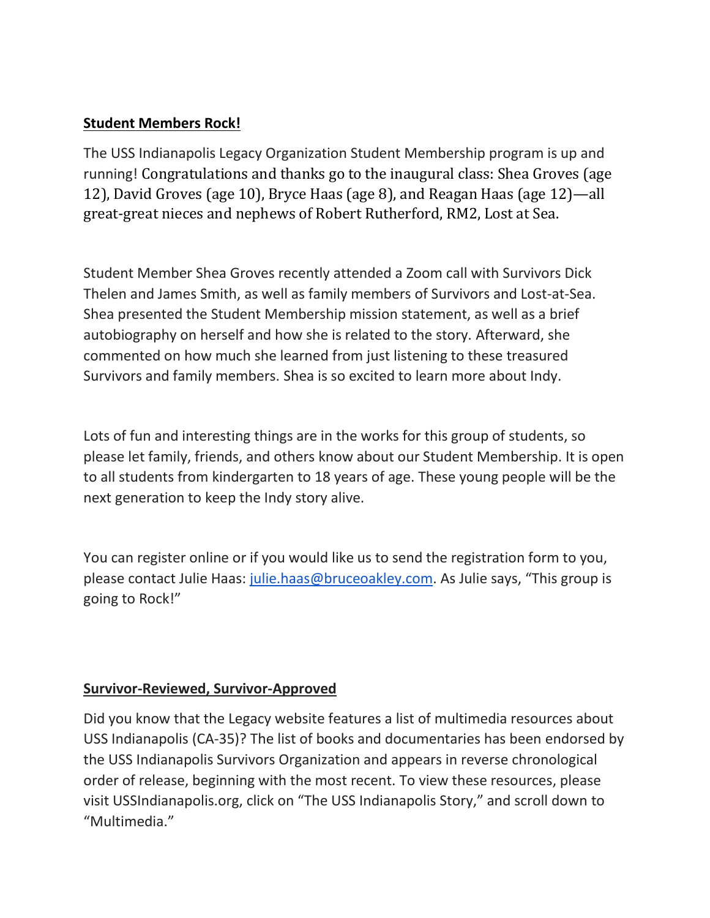**Student Members Rock!**

The USS Indianapolis Legacy Organization Student Membership program is up and running! Congratulations and thanks go to the inaugural class: Shea Groves (age 12), David Groves (age 10), Bryce Haas (age 8), and Reagan Haas (age 12)—all great-great nieces and nephews of Robert Rutherford, RM2, Lost at Sea.

Student Member Shea Groves recently attended a Zoom call with Survivors Dick Thelen and James Smith, as well as family members of Survivors and Lost-at-Sea. Shea presented the Student Membership mission statement, as well as a brief autobiography on herself and how she is related to the story. Afterward, she commented on how much she learned from just listening to these treasured Survivors and family members. Shea is so excited to learn more about Indy.

Lots of fun and interesting things are in the works for this group of students, so please let family, friends, and others know about our Student Membership. It is open to all students from kindergarten to 18 years of age. These young people will be the next generation to keep the Indy story alive.

You can register online or if you would like us to send the registration form to you, please contact Julie Haas: [julie.haas@bruceoakley.com](mailto:julie.haas@bruceoakley.com). As Julie says, "This group is going to Rock!"

**Survivor-Reviewed, Survivor-Approved**

Did you know that the Legacy website features a list of multimedia resources about USS Indianapolis (CA-35)? The list of books and documentaries has been endorsed by the USS Indianapolis Survivors Organization and appears in reverse chronological order of release, beginning with the most recent. To view these resources, please visit USSIndianapolis.org, click on "The USS Indianapolis Story," and scroll down to "Multimedia."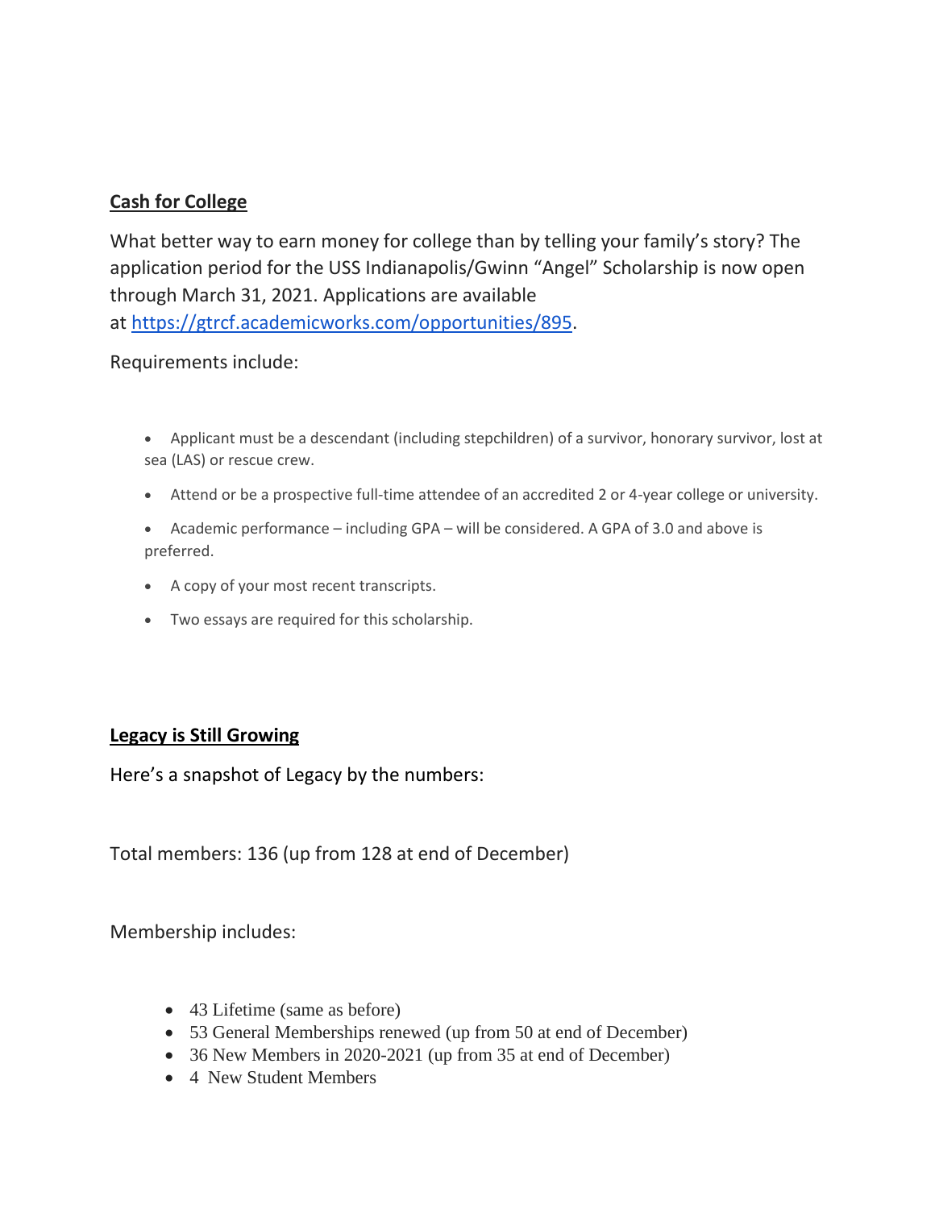## Cash for College

What better way to earn money for college than by telling your family's story? The application period for the USS Indianapolis/Gwinn "Angel" Scholarship is now open through March 31, 2021. Applications are available at [https://gtrcf.academicworks.com/opportunities/895](https://gtrcf.academicworks.com/opportunities/895).

Requirements include:

- Applicant must be a descendant (including stepchildren) of a survivor, honorary survivor, lost at sea (LAS) or rescue crew.
- Attend or be a prospective full-time attendee of an accredited 2 or 4-year college or university.
- Academic performance – including GPA – will be considered. A GPA of 3.0 and above is preferred.
- A copy of your most recent transcripts.
- Two essays are required for this scholarship.

## Legacy is Still Growing

Here's a snapshot of Legacy by the numbers:

Total members: 136 (up from 128 at end of December)

Membership includes:

- 43 Lifetime (same as before)
- 53 General Memberships renewed (up from 50 at end of December)
- 36 New Members in 2020-2021 (up from 35 at end of December)
- 4 New Student Members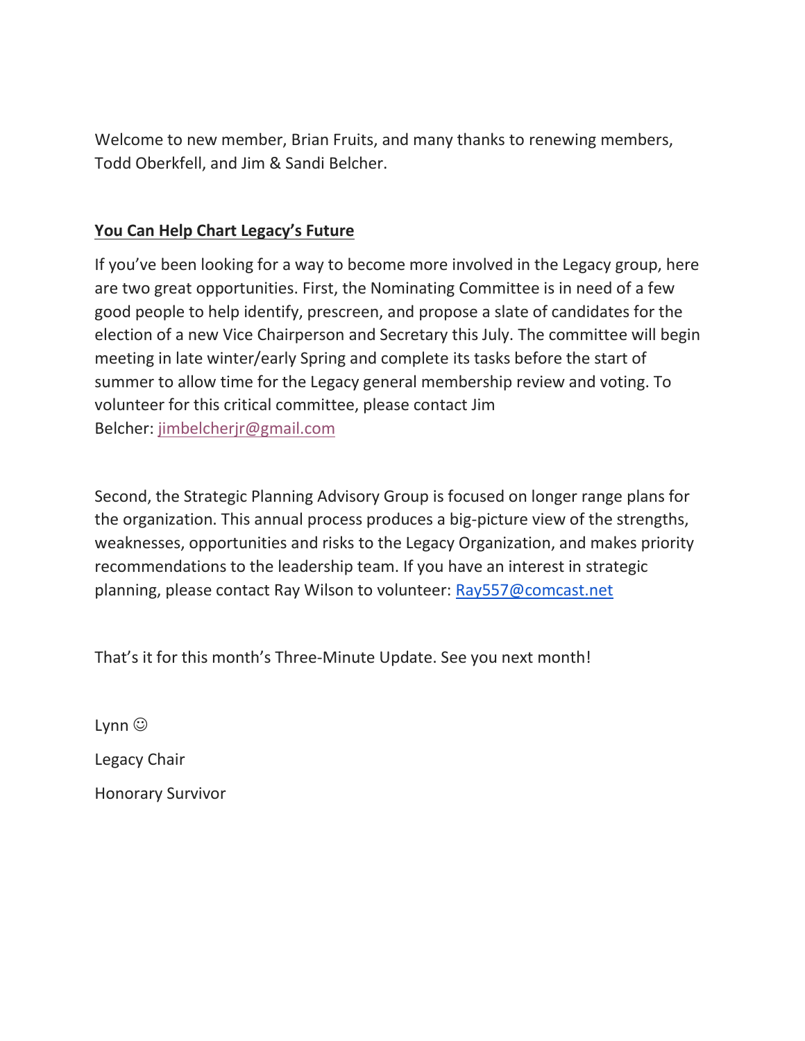Welcome to new member, Brian Fruits, and many thanks to renewing members, Todd Oberkfell, and Jim & Sandi Belcher.

**You Can Help Chart Legacy's Future**

If you've been looking for a way to become more involved in the Legacy group, here are two great opportunities. First, the Nominating Committee is in need of a few good people to help identify, prescreen, and propose a slate of candidates for the election of a new Vice Chairperson and Secretary this July. The committee will begin meeting in late winter/early Spring and complete its tasks before the start of summer to allow time for the Legacy general membership review and voting. To volunteer for this critical committee, please contact Jim Belcher: jimbelcherjr@gmail.com

Second, the Strategic Planning Advisory Group is focused on longer range plans for the organization. This annual process produces a big-picture view of the strengths, weaknesses, opportunities and risks to the Legacy Organization, and makes priority recommendations to the leadership team. If you have an interest in strategic planning, please contact Ray Wilson to volunteer: Ray557@comcast.net

That's it for this month's Three-Minute Update. See you next month!

Lynn ☺

Legacy Chair

Honorary Survivor